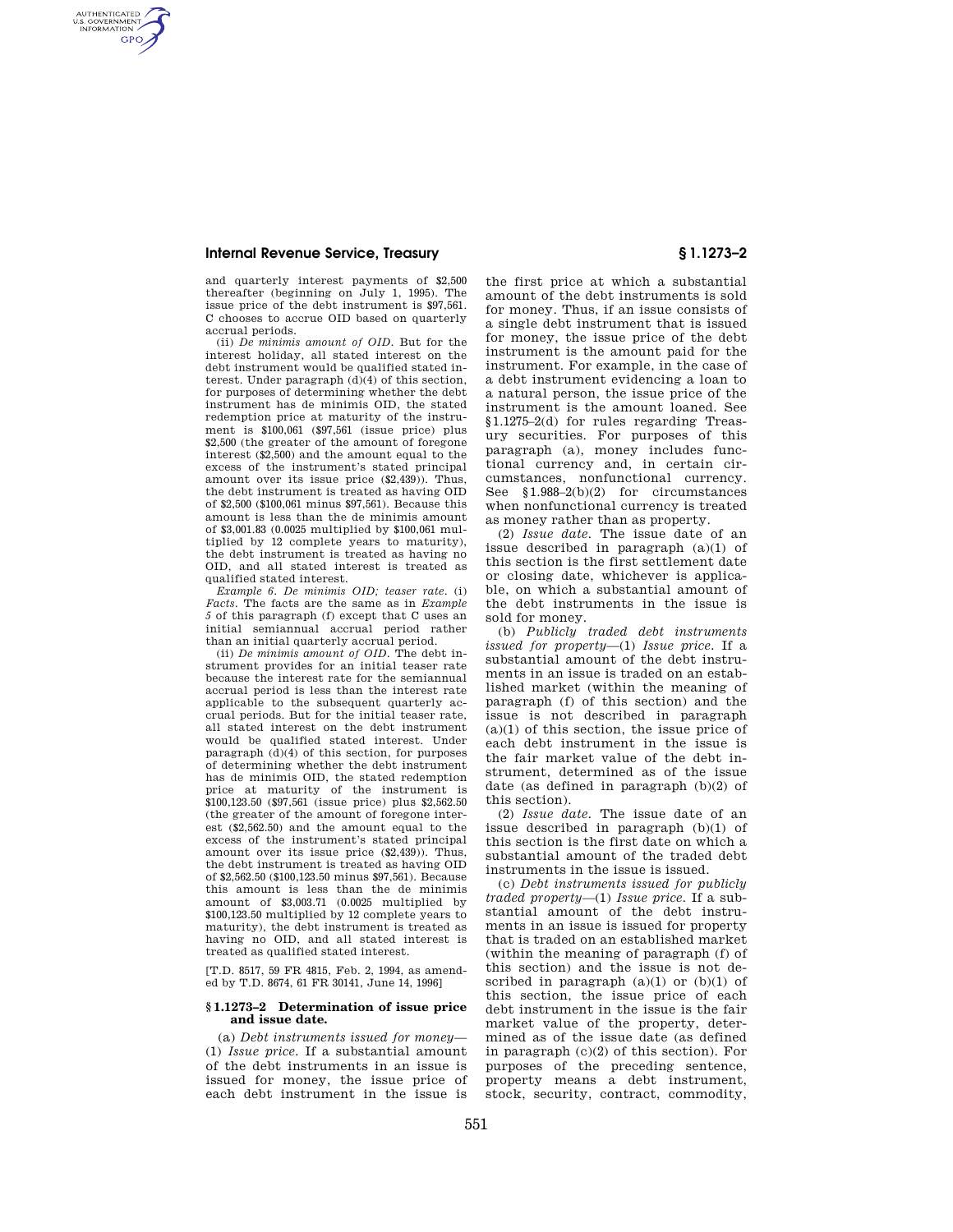and quarterly interest payments of $2,500 thereafter (beginning on July 1, 1995). The issue price of the debt instrument is $97,561. C chooses to accrue OID based on quarterly accrual periods.

(ii) *De minimis amount of OID.* But for the interest holiday, all stated interest on the debt instrument would be qualified stated interest. Under paragraph (d)(4) of this section, for purposes of determining whether the debt instrument has de minimis OID, the stated redemption price at maturity of the instrument is $100,061 ($97,561 (issue price) plus $2,500 (the greater of the amount of foregone interest ($2,500) and the amount equal to the excess of the instrument's stated principal amount over its issue price ($2,439)). Thus, the debt instrument is treated as having OID of $2,500 ($100,061 minus $97,561). Because this amount is less than the de minimis amount of $3,001.83 (0.0025 multiplied by $100,061 multiplied by 12 complete years to maturity), the debt instrument is treated as having no OID, and all stated interest is treated as qualified stated interest.

*Example 6. De minimis OID; teaser rate.* (i) *Facts.* The facts are the same as in *Example 5* of this paragraph (f) except that C uses an initial semiannual accrual period rather than an initial quarterly accrual period.

(ii) *De minimis amount of OID.* The debt instrument provides for an initial teaser rate because the interest rate for the semiannual accrual period is less than the interest rate applicable to the subsequent quarterly accrual periods. But for the initial teaser rate, all stated interest on the debt instrument would be qualified stated interest. Under paragraph (d)(4) of this section, for purposes of determining whether the debt instrument has de minimis OID, the stated redemption price at maturity of the instrument is $100,123.50 ($97,561 (issue price) plus $2,562.50 (the greater of the amount of foregone interest ($2,562.50) and the amount equal to the excess of the instrument's stated principal amount over its issue price ($2,439)). Thus, the debt instrument is treated as having OID of $2,562.50 ($100,123.50 minus $97,561). Because this amount is less than the de minimis amount of $3,003.71 (0.0025 multiplied by $100,123.50 multiplied by 12 complete years to maturity), the debt instrument is treated as having no OID, and all stated interest is treated as qualified stated interest.

[T.D. 8517, 59 FR 4815, Feb. 2, 1994, as amended by T.D. 8674, 61 FR 30141, June 14, 1996]

## § 1.1273–2 Determination of issue price and issue date.

(a) *Debt instruments issued for money*—(1) *Issue price.* If a substantial amount of the debt instruments in an issue is issued for money, the issue price of each debt instrument in the issue is the first price at which a substantial amount of the debt instruments is sold for money. Thus, if an issue consists of a single debt instrument that is issued for money, the issue price of the debt instrument is the amount paid for the instrument. For example, in the case of a debt instrument evidencing a loan to a natural person, the issue price of the instrument is the amount loaned. See §1.1275–2(d) for rules regarding Treasury securities. For purposes of this paragraph (a), money includes functional currency and, in certain circumstances, nonfunctional currency. See §1.988–2(b)(2) for circumstances when nonfunctional currency is treated as money rather than as property.

(2) *Issue date.* The issue date of an issue described in paragraph (a)(1) of this section is the first settlement date or closing date, whichever is applicable, on which a substantial amount of the debt instruments in the issue is sold for money.

(b) *Publicly traded debt instruments issued for property*—(1) *Issue price.* If a substantial amount of the debt instruments in an issue is traded on an established market (within the meaning of paragraph (f) of this section) and the issue is not described in paragraph (a)(1) of this section, the issue price of each debt instrument in the issue is the fair market value of the debt instrument, determined as of the issue date (as defined in paragraph (b)(2) of this section).

(2) *Issue date.* The issue date of an issue described in paragraph (b)(1) of this section is the first date on which a substantial amount of the traded debt instruments in the issue is issued.

(c) *Debt instruments issued for publicly traded property*—(1) *Issue price.* If a substantial amount of the debt instruments in an issue is issued for property that is traded on an established market (within the meaning of paragraph (f) of this section) and the issue is not described in paragraph (a)(1) or (b)(1) of this section, the issue price of each debt instrument in the issue is the fair market value of the property, determined as of the issue date (as defined in paragraph (c)(2) of this section). For purposes of the preceding sentence, property means a debt instrument, stock, security, contract, commodity,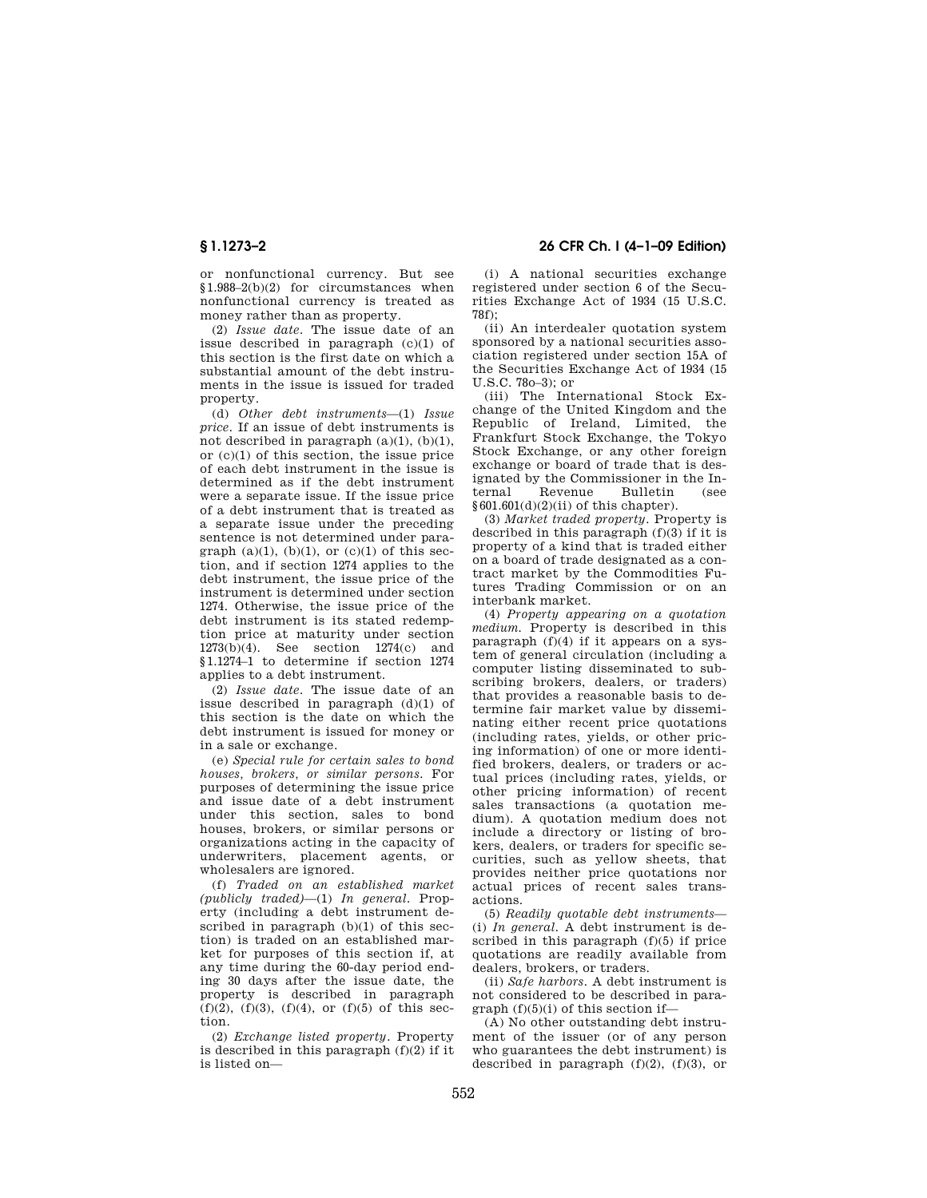or nonfunctional currency. But see §1.988–2(b)(2) for circumstances when nonfunctional currency is treated as money rather than as property.

(2) *Issue date.* The issue date of an issue described in paragraph (c)(1) of this section is the first date on which a substantial amount of the debt instruments in the issue is issued for traded property.

(d) *Other debt instruments*—(1) *Issue price.* If an issue of debt instruments is not described in paragraph (a)(1), (b)(1), or (c)(1) of this section, the issue price of each debt instrument in the issue is determined as if the debt instrument were a separate issue. If the issue price of a debt instrument that is treated as a separate issue under the preceding sentence is not determined under paragraph (a)(1), (b)(1), or (c)(1) of this section, and if section 1274 applies to the debt instrument, the issue price of the instrument is determined under section 1274. Otherwise, the issue price of the debt instrument is its stated redemption price at maturity under section 1273(b)(4). See section 1274(c) and §1.1274–1 to determine if section 1274 applies to a debt instrument.

(2) *Issue date.* The issue date of an issue described in paragraph (d)(1) of this section is the date on which the debt instrument is issued for money or in a sale or exchange.

(e) *Special rule for certain sales to bond houses, brokers, or similar persons.* For purposes of determining the issue price and issue date of a debt instrument under this section, sales to bond houses, brokers, or similar persons or organizations acting in the capacity of underwriters, placement agents, or wholesalers are ignored.

(f) *Traded on an established market (publicly traded)*—(1) *In general.* Property (including a debt instrument described in paragraph (b)(1) of this section) is traded on an established market for purposes of this section if, at any time during the 60-day period ending 30 days after the issue date, the property is described in paragraph (f)(2), (f)(3), (f)(4), or (f)(5) of this section.

(2) *Exchange listed property.* Property is described in this paragraph (f)(2) if it is listed on—

(i) A national securities exchange registered under section 6 of the Securities Exchange Act of 1934 (15 U.S.C. 78f);

(ii) An interdealer quotation system sponsored by a national securities association registered under section 15A of the Securities Exchange Act of 1934 (15 U.S.C. 78o–3); or

(iii) The International Stock Exchange of the United Kingdom and the Republic of Ireland, Limited, the Frankfurt Stock Exchange, the Tokyo Stock Exchange, or any other foreign exchange or board of trade that is designated by the Commissioner in the Internal Revenue Bulletin (see §601.601(d)(2)(ii) of this chapter).

(3) *Market traded property.* Property is described in this paragraph (f)(3) if it is property of a kind that is traded either on a board of trade designated as a contract market by the Commodities Futures Trading Commission or on an interbank market.

(4) *Property appearing on a quotation medium.* Property is described in this paragraph (f)(4) if it appears on a system of general circulation (including a computer listing disseminated to subscribing brokers, dealers, or traders) that provides a reasonable basis to determine fair market value by disseminating either recent price quotations (including rates, yields, or other pricing information) of one or more identified brokers, dealers, or traders or actual prices (including rates, yields, or other pricing information) of recent sales transactions (a quotation medium). A quotation medium does not include a directory or listing of brokers, dealers, or traders for specific securities, such as yellow sheets, that provides neither price quotations nor actual prices of recent sales transactions.

(5) *Readily quotable debt instruments*—(i) *In general.* A debt instrument is described in this paragraph (f)(5) if price quotations are readily available from dealers, brokers, or traders.

(ii) *Safe harbors.* A debt instrument is not considered to be described in paragraph (f)(5)(i) of this section if—

(A) No other outstanding debt instrument of the issuer (or of any person who guarantees the debt instrument) is described in paragraph (f)(2), (f)(3), or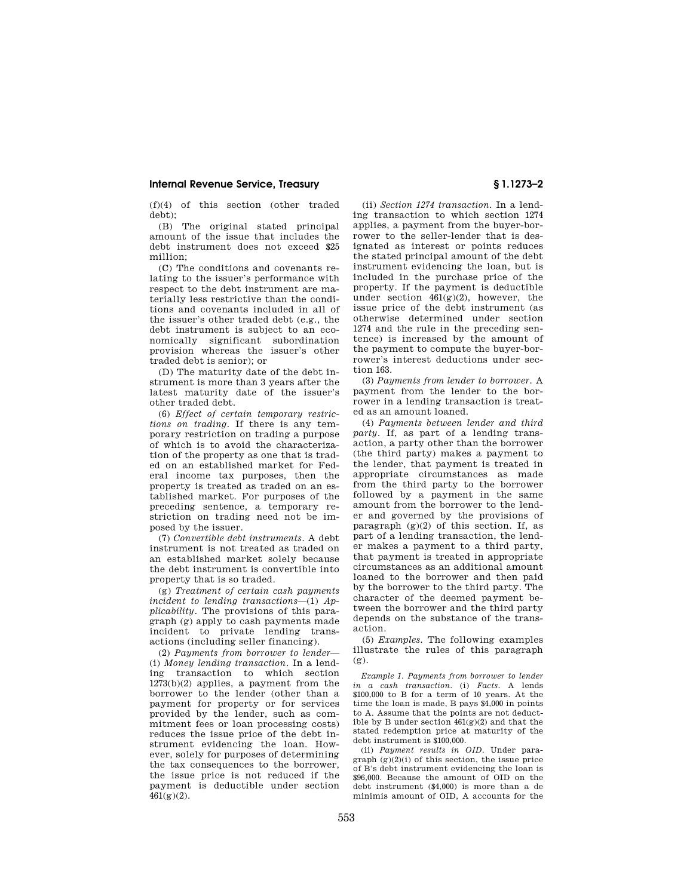(f)(4) of this section (other traded debt);

(B) The original stated principal amount of the issue that includes the debt instrument does not exceed $25 million;

(C) The conditions and covenants relating to the issuer's performance with respect to the debt instrument are materially less restrictive than the conditions and covenants included in all of the issuer's other traded debt (e.g., the debt instrument is subject to an economically significant subordination provision whereas the issuer's other traded debt is senior); or

(D) The maturity date of the debt instrument is more than 3 years after the latest maturity date of the issuer's other traded debt.

(6) *Effect of certain temporary restrictions on trading.* If there is any temporary restriction on trading a purpose of which is to avoid the characterization of the property as one that is traded on an established market for Federal income tax purposes, then the property is treated as traded on an established market. For purposes of the preceding sentence, a temporary restriction on trading need not be imposed by the issuer.

(7) *Convertible debt instruments.* A debt instrument is not treated as traded on an established market solely because the debt instrument is convertible into property that is so traded.

(g) *Treatment of certain cash payments incident to lending transactions*—(1) *Applicability.* The provisions of this paragraph (g) apply to cash payments made incident to private lending transactions (including seller financing).

(2) *Payments from borrower to lender*—(i) *Money lending transaction.* In a lending transaction to which section 1273(b)(2) applies, a payment from the borrower to the lender (other than a payment for property or for services provided by the lender, such as commitment fees or loan processing costs) reduces the issue price of the debt instrument evidencing the loan. However, solely for purposes of determining the tax consequences to the borrower, the issue price is not reduced if the payment is deductible under section 461(g)(2).

(ii) *Section 1274 transaction.* In a lending transaction to which section 1274 applies, a payment from the buyer-borrower to the seller-lender that is designated as interest or points reduces the stated principal amount of the debt instrument evidencing the loan, but is included in the purchase price of the property. If the payment is deductible under section 461(g)(2), however, the issue price of the debt instrument (as otherwise determined under section 1274 and the rule in the preceding sentence) is increased by the amount of the payment to compute the buyer-borrower's interest deductions under section 163.

(3) *Payments from lender to borrower.* A payment from the lender to the borrower in a lending transaction is treated as an amount loaned.

(4) *Payments between lender and third party.* If, as part of a lending transaction, a party other than the borrower (the third party) makes a payment to the lender, that payment is treated in appropriate circumstances as made from the third party to the borrower followed by a payment in the same amount from the borrower to the lender and governed by the provisions of paragraph (g)(2) of this section. If, as part of a lending transaction, the lender makes a payment to a third party, that payment is treated in appropriate circumstances as an additional amount loaned to the borrower and then paid by the borrower to the third party. The character of the deemed payment between the borrower and the third party depends on the substance of the transaction.

(5) *Examples.* The following examples illustrate the rules of this paragraph (g).

*Example 1. Payments from borrower to lender in a cash transaction.* (i) *Facts.* A lends $100,000 to B for a term of 10 years. At the time the loan is made, B pays $4,000 in points to A. Assume that the points are not deductible by B under section 461(g)(2) and that the stated redemption price at maturity of the debt instrument is $100,000.

(ii) *Payment results in OID.* Under paragraph (g)(2)(i) of this section, the issue price of B's debt instrument evidencing the loan is $96,000. Because the amount of OID on the debt instrument ($4,000) is more than a de minimis amount of OID, A accounts for the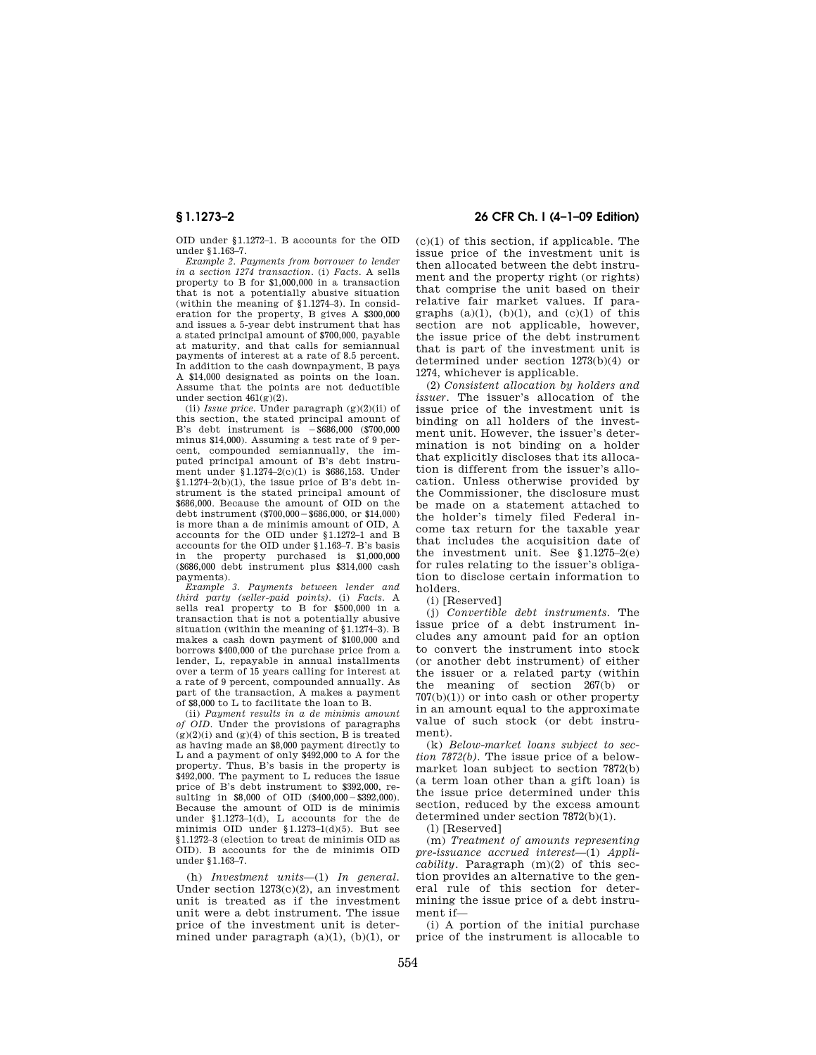OID under §1.1272–1. B accounts for the OID under §1.163–7.

*Example 2. Payments from borrower to lender in a section 1274 transaction.* (i) *Facts.* A sells property to B for $1,000,000 in a transaction that is not a potentially abusive situation (within the meaning of §1.1274–3). In consideration for the property, B gives A $300,000 and issues a 5-year debt instrument that has a stated principal amount of $700,000, payable at maturity, and that calls for semiannual payments of interest at a rate of 8.5 percent. In addition to the cash downpayment, B pays A $14,000 designated as points on the loan. Assume that the points are not deductible under section 461(g)(2).

(ii) *Issue price.* Under paragraph (g)(2)(ii) of this section, the stated principal amount of B's debt instrument is −$686,000 ($700,000 minus $14,000). Assuming a test rate of 9 percent, compounded semiannually, the imputed principal amount of B's debt instrument under §1.1274–2(c)(1) is $686,153. Under §1.1274–2(b)(1), the issue price of B's debt instrument is the stated principal amount of $686,000. Because the amount of OID on the debt instrument ($700,000 − $686,000, or $14,000) is more than a de minimis amount of OID, A accounts for the OID under §1.1272–1 and B accounts for the OID under §1.163–7. B's basis in the property purchased is $1,000,000 ($686,000 debt instrument plus $314,000 cash payments).

*Example 3. Payments between lender and third party (seller-paid points).* (i) *Facts.* A sells real property to B for $500,000 in a transaction that is not a potentially abusive situation (within the meaning of §1.1274–3). B makes a cash down payment of $100,000 and borrows $400,000 of the purchase price from a lender, L, repayable in annual installments over a term of 15 years calling for interest at a rate of 9 percent, compounded annually. As part of the transaction, A makes a payment of $8,000 to L to facilitate the loan to B.

(ii) *Payment results in a de minimis amount of OID.* Under the provisions of paragraphs (g)(2)(i) and (g)(4) of this section, B is treated as having made an $8,000 payment directly to L and a payment of only $492,000 to A for the property. Thus, B's basis in the property is $492,000. The payment to L reduces the issue price of B's debt instrument to $392,000, resulting in $8,000 of OID ($400,000 − $392,000). Because the amount of OID is de minimis under §1.1273–1(d), L accounts for the de minimis OID under §1.1273–1(d)(5). But see §1.1272–3 (election to treat de minimis OID as OID). B accounts for the de minimis OID under §1.163–7.

(h) *Investment units*—(1) *In general.* Under section 1273(c)(2), an investment unit is treated as if the investment unit were a debt instrument. The issue price of the investment unit is determined under paragraph (a)(1), (b)(1), or (c)(1) of this section, if applicable. The issue price of the investment unit is then allocated between the debt instrument and the property right (or rights) that comprise the unit based on their relative fair market values. If paragraphs (a)(1), (b)(1), and (c)(1) of this section are not applicable, however, the issue price of the debt instrument that is part of the investment unit is determined under section 1273(b)(4) or 1274, whichever is applicable.

(2) *Consistent allocation by holders and issuer.* The issuer's allocation of the issue price of the investment unit is binding on all holders of the investment unit. However, the issuer's determination is not binding on a holder that explicitly discloses that its allocation is different from the issuer's allocation. Unless otherwise provided by the Commissioner, the disclosure must be made on a statement attached to the holder's timely filed Federal income tax return for the taxable year that includes the acquisition date of the investment unit. See §1.1275–2(e) for rules relating to the issuer's obligation to disclose certain information to holders.

(i) [Reserved]

(j) *Convertible debt instruments.* The issue price of a debt instrument includes any amount paid for an option to convert the instrument into stock (or another debt instrument) of either the issuer or a related party (within the meaning of section 267(b) or 707(b)(1)) or into cash or other property in an amount equal to the approximate value of such stock (or debt instrument).

(k) *Below-market loans subject to section 7872(b).* The issue price of a below-market loan subject to section 7872(b) (a term loan other than a gift loan) is the issue price determined under this section, reduced by the excess amount determined under section 7872(b)(1).

(l) [Reserved]

(m) *Treatment of amounts representing pre-issuance accrued interest*—(1) *Applicability.* Paragraph (m)(2) of this section provides an alternative to the general rule of this section for determining the issue price of a debt instrument if—

(i) A portion of the initial purchase price of the instrument is allocable to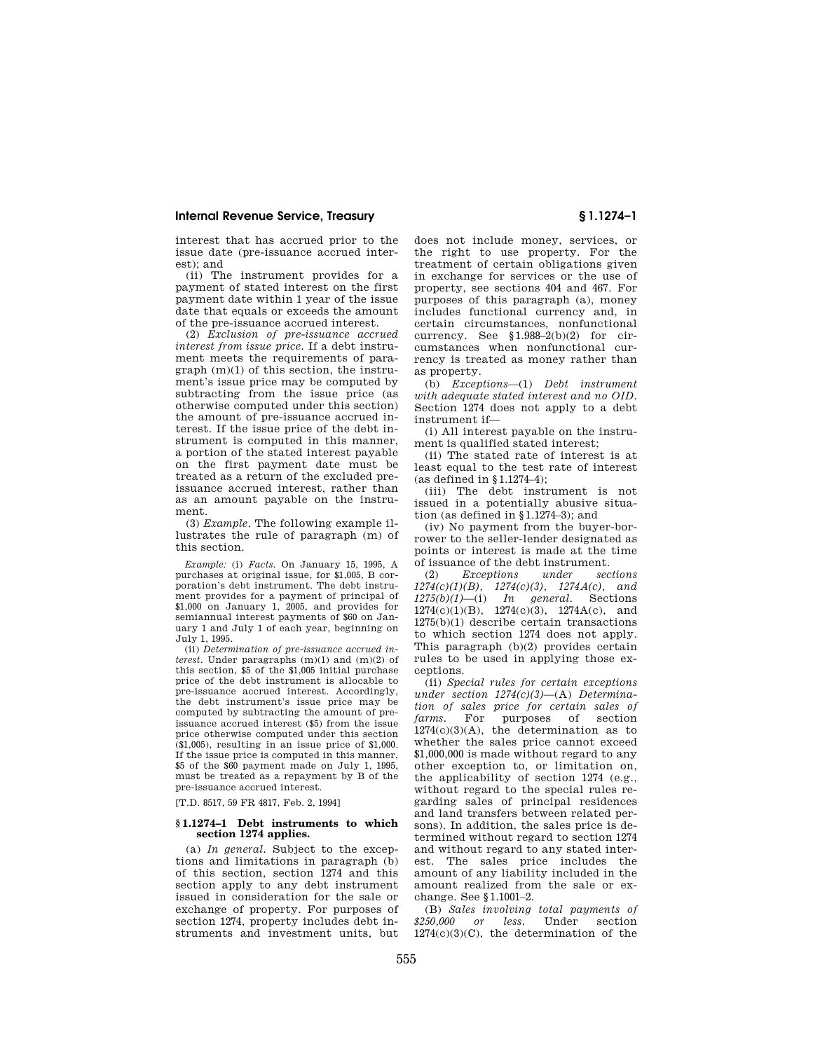interest that has accrued prior to the issue date (pre-issuance accrued interest); and

(ii) The instrument provides for a payment of stated interest on the first payment date within 1 year of the issue date that equals or exceeds the amount of the pre-issuance accrued interest.

(2) *Exclusion of pre-issuance accrued interest from issue price.* If a debt instrument meets the requirements of paragraph (m)(1) of this section, the instrument's issue price may be computed by subtracting from the issue price (as otherwise computed under this section) the amount of pre-issuance accrued interest. If the issue price of the debt instrument is computed in this manner, a portion of the stated interest payable on the first payment date must be treated as a return of the excluded pre-issuance accrued interest, rather than as an amount payable on the instrument.

(3) *Example.* The following example illustrates the rule of paragraph (m) of this section.

*Example:* (i) *Facts.* On January 15, 1995, A purchases at original issue, for $1,005, B corporation's debt instrument. The debt instrument provides for a payment of principal of $1,000 on January 1, 2005, and provides for semiannual interest payments of $60 on January 1 and July 1 of each year, beginning on July 1, 1995.

(ii) *Determination of pre-issuance accrued interest.* Under paragraphs (m)(1) and (m)(2) of this section, $5 of the $1,005 initial purchase price of the debt instrument is allocable to pre-issuance accrued interest. Accordingly, the debt instrument's issue price may be computed by subtracting the amount of pre-issuance accrued interest ($5) from the issue price otherwise computed under this section ($1,005), resulting in an issue price of $1,000. If the issue price is computed in this manner, $5 of the $60 payment made on July 1, 1995, must be treated as a repayment by B of the pre-issuance accrued interest.

[T.D. 8517, 59 FR 4817, Feb. 2, 1994]

## § 1.1274–1 Debt instruments to which section 1274 applies.

(a) *In general.* Subject to the exceptions and limitations in paragraph (b) of this section, section 1274 and this section apply to any debt instrument issued in consideration for the sale or exchange of property. For purposes of section 1274, property includes debt instruments and investment units, but does not include money, services, or the right to use property. For the treatment of certain obligations given in exchange for services or the use of property, see sections 404 and 467. For purposes of this paragraph (a), money includes functional currency and, in certain circumstances, nonfunctional currency. See § 1.988–2(b)(2) for circumstances when nonfunctional currency is treated as money rather than as property.

(b) *Exceptions*—(1) *Debt instrument with adequate stated interest and no OID.* Section 1274 does not apply to a debt instrument if—

(i) All interest payable on the instrument is qualified stated interest;

(ii) The stated rate of interest is at least equal to the test rate of interest (as defined in § 1.1274–4);

(iii) The debt instrument is not issued in a potentially abusive situation (as defined in § 1.1274–3); and

(iv) No payment from the buyer-borrower to the seller-lender designated as points or interest is made at the time of issuance of the debt instrument.

(2) *Exceptions under sections 1274(c)(1)(B), 1274(c)(3), 1274A(c), and 1275(b)(1)*—(i) *In general.* Sections 1274(c)(1)(B), 1274(c)(3), 1274A(c), and 1275(b)(1) describe certain transactions to which section 1274 does not apply. This paragraph (b)(2) provides certain rules to be used in applying those exceptions.

(ii) *Special rules for certain exceptions under section 1274(c)(3)*—(A) *Determination of sales price for certain sales of farms.* For purposes of section 1274(c)(3)(A), the determination as to whether the sales price cannot exceed $1,000,000 is made without regard to any other exception to, or limitation on, the applicability of section 1274 (e.g., without regard to the special rules regarding sales of principal residences and land transfers between related persons). In addition, the sales price is determined without regard to section 1274 and without regard to any stated interest. The sales price includes the amount of any liability included in the amount realized from the sale or exchange. See § 1.1001–2.

(B) *Sales involving total payments of $250,000 or less.* Under section 1274(c)(3)(C), the determination of the